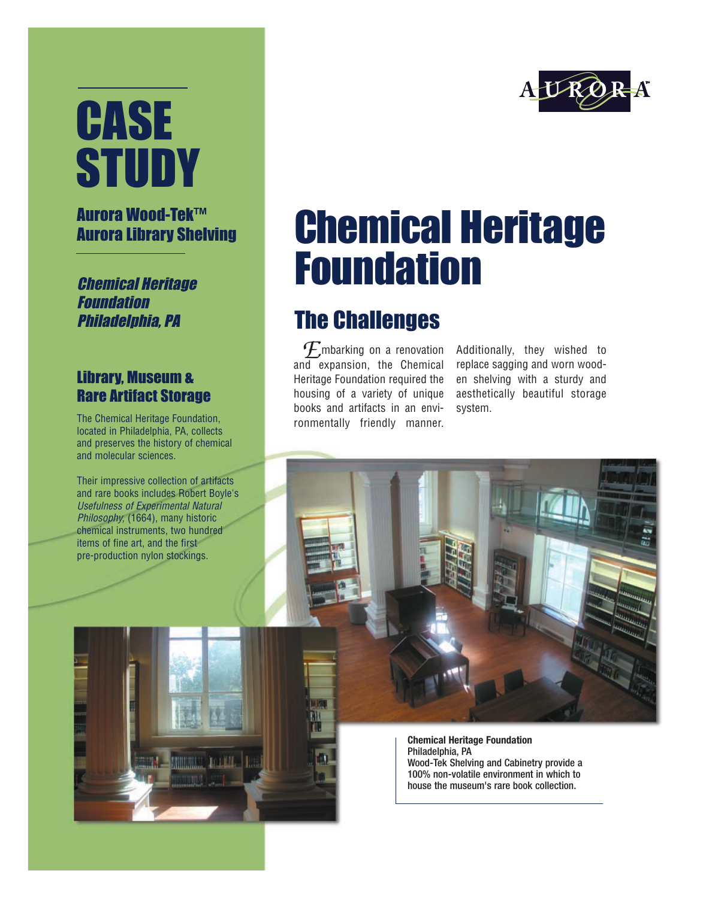# CASE STUDY

## Aurora Wood-Tek™ Aurora Library Shelving

***Chemical Heritage Foundation Philadelphia, PA***

## Library, Museum & Rare Artifact Storage

The Chemical Heritage Foundation, located in Philadelphia, PA, collects and preserves the history of chemical and molecular sciences.

Their impressive collection of artifacts and rare books includes Robert Boyle's *Usefulness of Experimental Natural Philosophy,* (1664), many historic chemical instruments, two hundred items of fine art, and the first pre-production nylon stockings.

AURORA™

# Chemical Heritage Foundation

## The Challenges

Embarking on a renovation and expansion, the Chemical Heritage Foundation required the housing of a variety of unique books and artifacts in an environmentally friendly manner. Additionally, they wished to replace sagging and worn wooden shelving with a sturdy and aesthetically beautiful storage system.

**Chemical Heritage Foundation**
**Philadelphia, PA**
**Wood-Tek Shelving and Cabinetry provide a 100% non-volatile environment in which to house the museum's rare book collection.**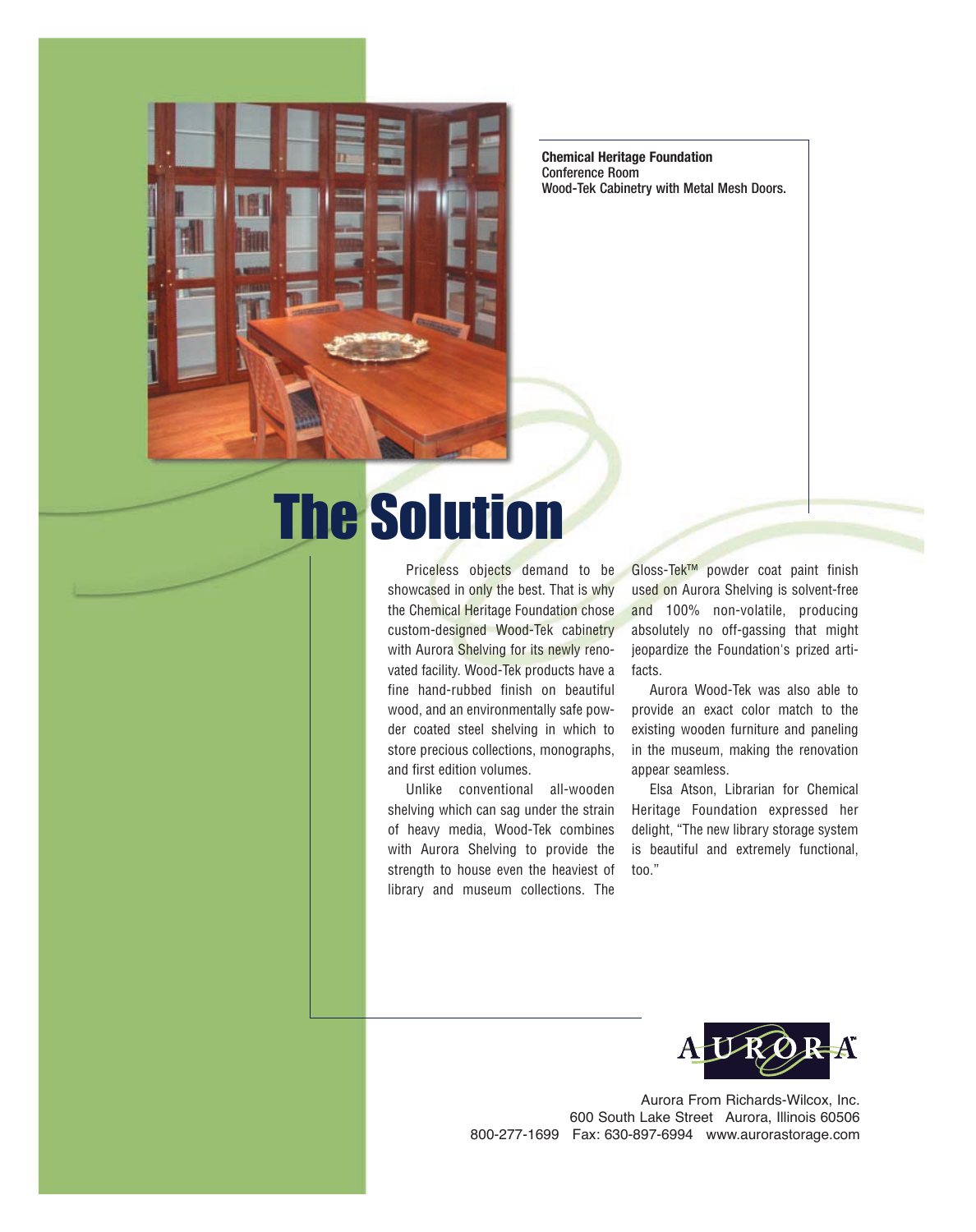**Chemical Heritage Foundation**
Conference Room
Wood-Tek Cabinetry with Metal Mesh Doors.

# The Solution

Priceless objects demand to be showcased in only the best. That is why the Chemical Heritage Foundation chose custom-designed Wood-Tek cabinetry with Aurora Shelving for its newly renovated facility. Wood-Tek products have a fine hand-rubbed finish on beautiful wood, and an environmentally safe powder coated steel shelving in which to store precious collections, monographs, and first edition volumes.

Unlike conventional all-wooden shelving which can sag under the strain of heavy media, Wood-Tek combines with Aurora Shelving to provide the strength to house even the heaviest of library and museum collections. The Gloss-Tek™ powder coat paint finish used on Aurora Shelving is solvent-free and 100% non-volatile, producing absolutely no off-gassing that might jeopardize the Foundation's prized artifacts.

Aurora Wood-Tek was also able to provide an exact color match to the existing wooden furniture and paneling in the museum, making the renovation appear seamless.

Elsa Atson, Librarian for Chemical Heritage Foundation expressed her delight, "The new library storage system is beautiful and extremely functional, too."

AURORA™

Aurora From Richards-Wilcox, Inc.
600 South Lake Street Aurora, Illinois 60506
800-277-1699 Fax: 630-897-6994 www.aurorastorage.com